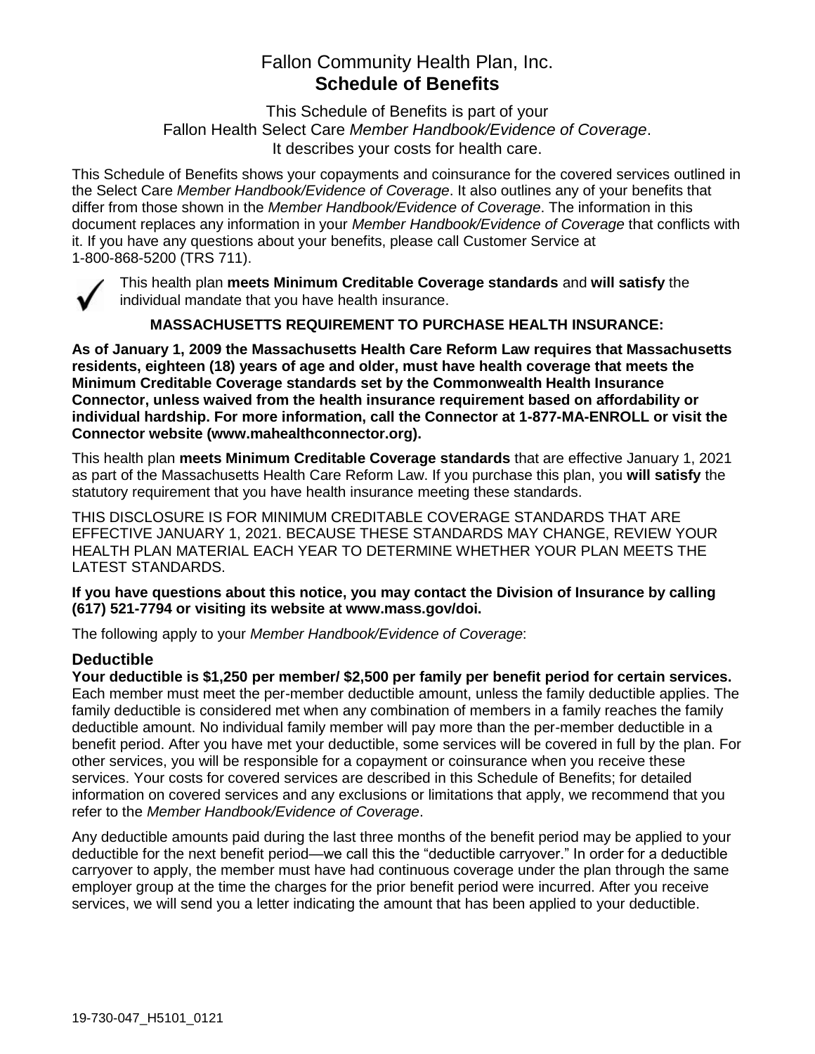# Fallon Community Health Plan, Inc.
# **Schedule of Benefits**

This Schedule of Benefits is part of your
Fallon Health Select Care *Member Handbook/Evidence of Coverage*.
It describes your costs for health care.

This Schedule of Benefits shows your copayments and coinsurance for the covered services outlined in the Select Care *Member Handbook/Evidence of Coverage*. It also outlines any of your benefits that differ from those shown in the *Member Handbook/Evidence of Coverage*. The information in this document replaces any information in your *Member Handbook/Evidence of Coverage* that conflicts with it. If you have any questions about your benefits, please call Customer Service at 1-800-868-5200 (TRS 711).

✓ This health plan **meets Minimum Creditable Coverage standards** and **will satisfy** the individual mandate that you have health insurance.

**MASSACHUSETTS REQUIREMENT TO PURCHASE HEALTH INSURANCE:**

**As of January 1, 2009 the Massachusetts Health Care Reform Law requires that Massachusetts residents, eighteen (18) years of age and older, must have health coverage that meets the Minimum Creditable Coverage standards set by the Commonwealth Health Insurance Connector, unless waived from the health insurance requirement based on affordability or individual hardship. For more information, call the Connector at 1-877-MA-ENROLL or visit the Connector website (www.mahealthconnector.org).**

This health plan **meets Minimum Creditable Coverage standards** that are effective January 1, 2021 as part of the Massachusetts Health Care Reform Law. If you purchase this plan, you **will satisfy** the statutory requirement that you have health insurance meeting these standards.

THIS DISCLOSURE IS FOR MINIMUM CREDITABLE COVERAGE STANDARDS THAT ARE EFFECTIVE JANUARY 1, 2021. BECAUSE THESE STANDARDS MAY CHANGE, REVIEW YOUR HEALTH PLAN MATERIAL EACH YEAR TO DETERMINE WHETHER YOUR PLAN MEETS THE LATEST STANDARDS.

**If you have questions about this notice, you may contact the Division of Insurance by calling (617) 521-7794 or visiting its website at www.mass.gov/doi.**

The following apply to your *Member Handbook/Evidence of Coverage*:

## Deductible

**Your deductible is $1,250 per member/ $2,500 per family per benefit period for certain services.** Each member must meet the per-member deductible amount, unless the family deductible applies. The family deductible is considered met when any combination of members in a family reaches the family deductible amount. No individual family member will pay more than the per-member deductible in a benefit period. After you have met your deductible, some services will be covered in full by the plan. For other services, you will be responsible for a copayment or coinsurance when you receive these services. Your costs for covered services are described in this Schedule of Benefits; for detailed information on covered services and any exclusions or limitations that apply, we recommend that you refer to the *Member Handbook/Evidence of Coverage*.

Any deductible amounts paid during the last three months of the benefit period may be applied to your deductible for the next benefit period—we call this the "deductible carryover." In order for a deductible carryover to apply, the member must have had continuous coverage under the plan through the same employer group at the time the charges for the prior benefit period were incurred. After you receive services, we will send you a letter indicating the amount that has been applied to your deductible.

19-730-047_H5101_0121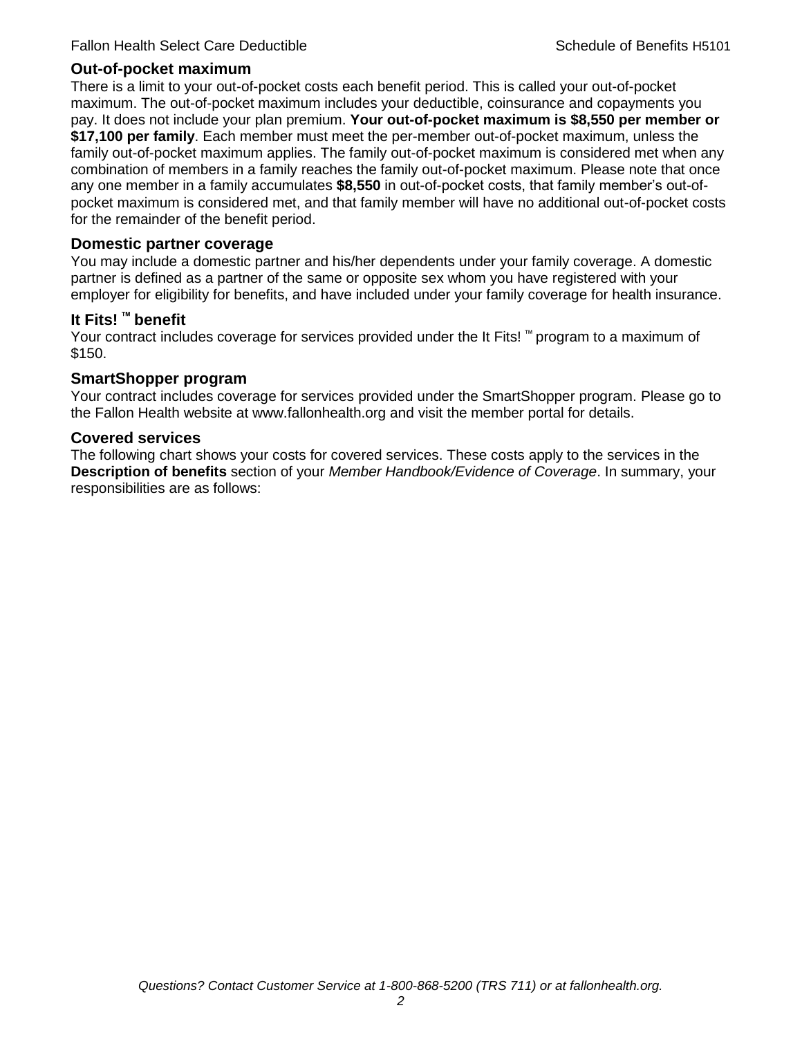## Out-of-pocket maximum

There is a limit to your out-of-pocket costs each benefit period. This is called your out-of-pocket maximum. The out-of-pocket maximum includes your deductible, coinsurance and copayments you pay. It does not include your plan premium. **Your out-of-pocket maximum is $8,550 per member or $17,100 per family**. Each member must meet the per-member out-of-pocket maximum, unless the family out-of-pocket maximum applies. The family out-of-pocket maximum is considered met when any combination of members in a family reaches the family out-of-pocket maximum. Please note that once any one member in a family accumulates **$8,550** in out-of-pocket costs, that family member's out-of-pocket maximum is considered met, and that family member will have no additional out-of-pocket costs for the remainder of the benefit period.

## Domestic partner coverage

You may include a domestic partner and his/her dependents under your family coverage. A domestic partner is defined as a partner of the same or opposite sex whom you have registered with your employer for eligibility for benefits, and have included under your family coverage for health insurance.

## It Fits! ™ benefit

Your contract includes coverage for services provided under the It Fits! ™ program to a maximum of $150.

## SmartShopper program

Your contract includes coverage for services provided under the SmartShopper program. Please go to the Fallon Health website at www.fallonhealth.org and visit the member portal for details.

## Covered services

The following chart shows your costs for covered services. These costs apply to the services in the **Description of benefits** section of your *Member Handbook/Evidence of Coverage*. In summary, your responsibilities are as follows: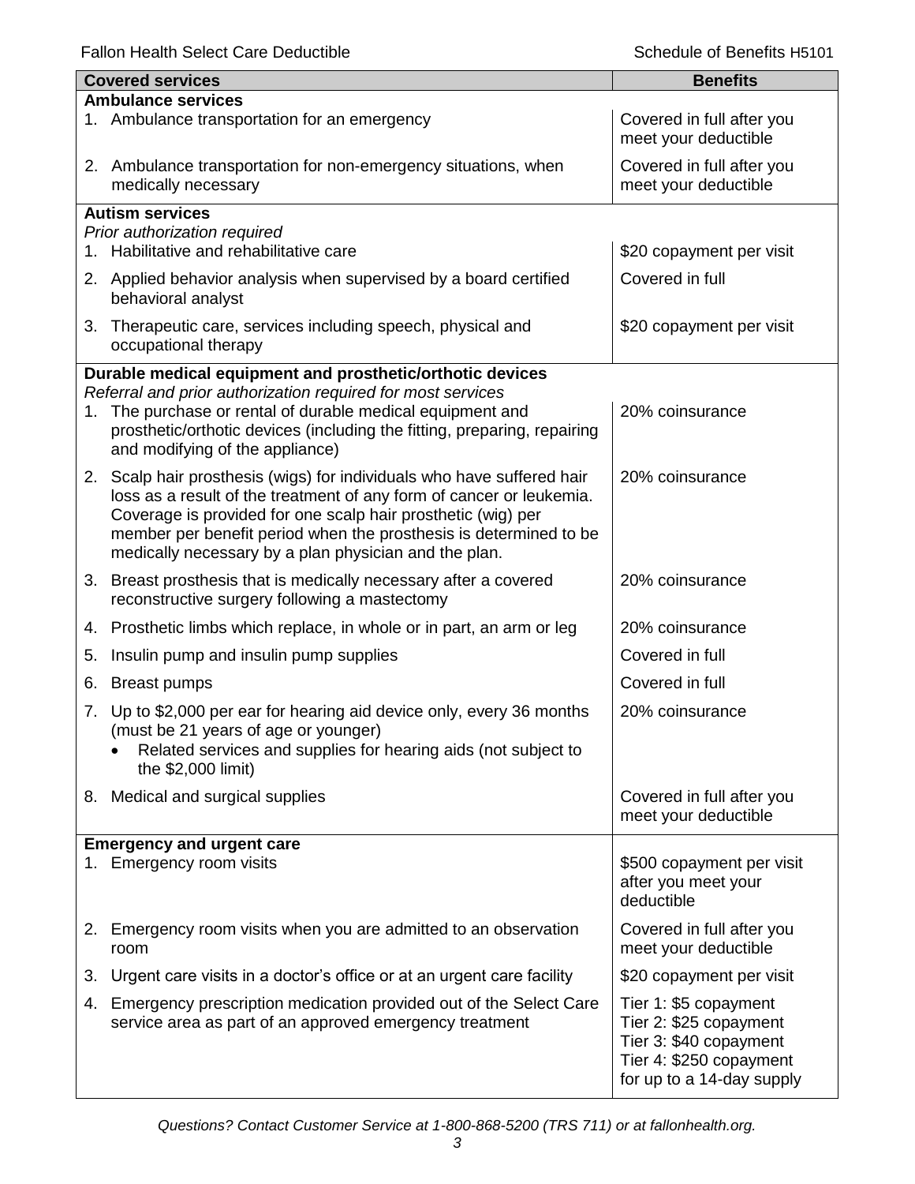| Covered services | Benefits |
|---|---|
| **Ambulance services** | |
| 1. Ambulance transportation for an emergency | Covered in full after you meet your deductible |
| 2. Ambulance transportation for non-emergency situations, when medically necessary | Covered in full after you meet your deductible |
| **Autism services**<br>*Prior authorization required* | |
| 1. Habilitative and rehabilitative care | \$20 copayment per visit |
| 2. Applied behavior analysis when supervised by a board certified behavioral analyst | Covered in full |
| 3. Therapeutic care, services including speech, physical and occupational therapy | \$20 copayment per visit |
| **Durable medical equipment and prosthetic/orthotic devices**<br>*Referral and prior authorization required for most services* | |
| 1. The purchase or rental of durable medical equipment and prosthetic/orthotic devices (including the fitting, preparing, repairing and modifying of the appliance) | 20% coinsurance |
| 2. Scalp hair prosthesis (wigs) for individuals who have suffered hair loss as a result of the treatment of any form of cancer or leukemia. Coverage is provided for one scalp hair prosthetic (wig) per member per benefit period when the prosthesis is determined to be medically necessary by a plan physician and the plan. | 20% coinsurance |
| 3. Breast prosthesis that is medically necessary after a covered reconstructive surgery following a mastectomy | 20% coinsurance |
| 4. Prosthetic limbs which replace, in whole or in part, an arm or leg | 20% coinsurance |
| 5. Insulin pump and insulin pump supplies | Covered in full |
| 6. Breast pumps | Covered in full |
| 7. Up to \$2,000 per ear for hearing aid device only, every 36 months (must be 21 years of age or younger)<br>• Related services and supplies for hearing aids (not subject to the \$2,000 limit) | 20% coinsurance |
| 8. Medical and surgical supplies | Covered in full after you meet your deductible |
| **Emergency and urgent care** | |
| 1. Emergency room visits | \$500 copayment per visit after you meet your deductible |
| 2. Emergency room visits when you are admitted to an observation room | Covered in full after you meet your deductible |
| 3. Urgent care visits in a doctor's office or at an urgent care facility | \$20 copayment per visit |
| 4. Emergency prescription medication provided out of the Select Care service area as part of an approved emergency treatment | Tier 1: \$5 copayment<br>Tier 2: \$25 copayment<br>Tier 3: \$40 copayment<br>Tier 4: \$250 copayment<br>for up to a 14-day supply |

*Questions? Contact Customer Service at 1-800-868-5200 (TRS 711) or at fallonhealth.org.*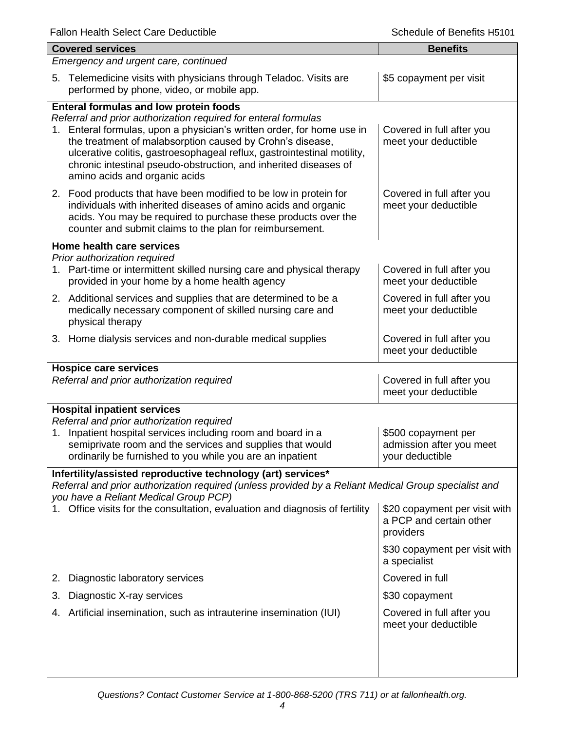| Covered services | Benefits |
|---|---|
| *Emergency and urgent care, continued* | |
| 5. Telemedicine visits with physicians through Teladoc. Visits are performed by phone, video, or mobile app. | $5 copayment per visit |
| **Enteral formulas and low protein foods** *Referral and prior authorization required for enteral formulas* | |
| 1. Enteral formulas, upon a physician's written order, for home use in the treatment of malabsorption caused by Crohn's disease, ulcerative colitis, gastroesophageal reflux, gastrointestinal motility, chronic intestinal pseudo-obstruction, and inherited diseases of amino acids and organic acids | Covered in full after you meet your deductible |
| 2. Food products that have been modified to be low in protein for individuals with inherited diseases of amino acids and organic acids. You may be required to purchase these products over the counter and submit claims to the plan for reimbursement. | Covered in full after you meet your deductible |
| **Home health care services** *Prior authorization required* | |
| 1. Part-time or intermittent skilled nursing care and physical therapy provided in your home by a home health agency | Covered in full after you meet your deductible |
| 2. Additional services and supplies that are determined to be a medically necessary component of skilled nursing care and physical therapy | Covered in full after you meet your deductible |
| 3. Home dialysis services and non-durable medical supplies | Covered in full after you meet your deductible |
| **Hospice care services** *Referral and prior authorization required* | Covered in full after you meet your deductible |
| **Hospital inpatient services** *Referral and prior authorization required* | |
| 1. Inpatient hospital services including room and board in a semiprivate room and the services and supplies that would ordinarily be furnished to you while you are an inpatient | $500 copayment per admission after you meet your deductible |
| **Infertility/assisted reproductive technology (art) services*** *Referral and prior authorization required (unless provided by a Reliant Medical Group specialist and you have a Reliant Medical Group PCP)* | |
| 1. Office visits for the consultation, evaluation and diagnosis of fertility | $20 copayment per visit with a PCP and certain other providers<br>$30 copayment per visit with a specialist |
| 2. Diagnostic laboratory services | Covered in full |
| 3. Diagnostic X-ray services | $30 copayment |
| 4. Artificial insemination, such as intrauterine insemination (IUI) | Covered in full after you meet your deductible |

*Questions? Contact Customer Service at 1-800-868-5200 (TRS 711) or at fallonhealth.org.*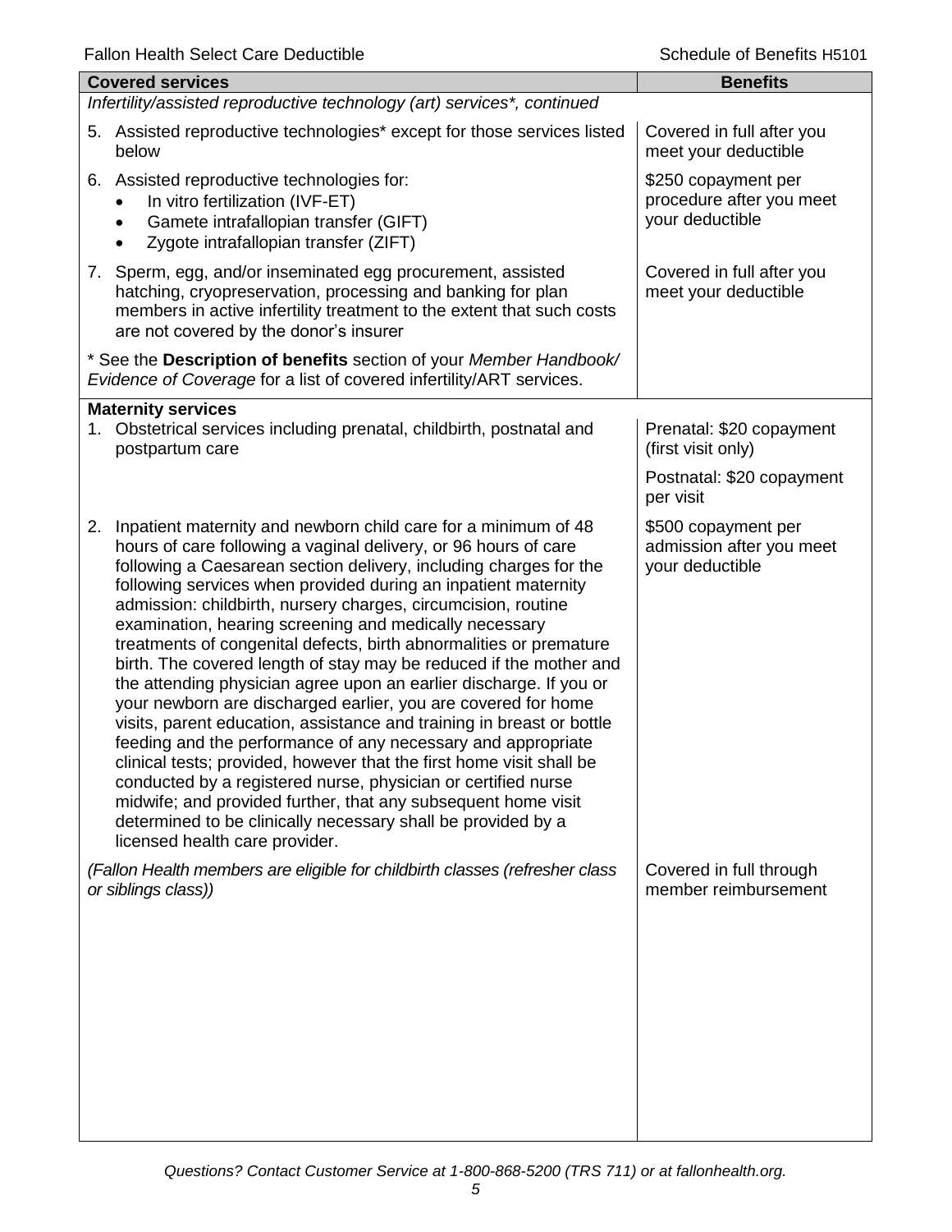| Covered services | Benefits |
|---|---|
| *Infertility/assisted reproductive technology (art) services*, continued* | |
| 5. Assisted reproductive technologies* except for those services listed below | Covered in full after you meet your deductible |
| 6. Assisted reproductive technologies for: <br>• In vitro fertilization (IVF-ET) <br>• Gamete intrafallopian transfer (GIFT) <br>• Zygote intrafallopian transfer (ZIFT) | \$250 copayment per procedure after you meet your deductible |
| 7. Sperm, egg, and/or inseminated egg procurement, assisted hatching, cryopreservation, processing and banking for plan members in active infertility treatment to the extent that such costs are not covered by the donor's insurer | Covered in full after you meet your deductible |
| * See the **Description of benefits** section of your *Member Handbook/ Evidence of Coverage* for a list of covered infertility/ART services. | |
| **Maternity services** | |
| 1. Obstetrical services including prenatal, childbirth, postnatal and postpartum care | Prenatal: \$20 copayment (first visit only) <br><br> Postnatal: \$20 copayment per visit |
| 2. Inpatient maternity and newborn child care for a minimum of 48 hours of care following a vaginal delivery, or 96 hours of care following a Caesarean section delivery, including charges for the following services when provided during an inpatient maternity admission: childbirth, nursery charges, circumcision, routine examination, hearing screening and medically necessary treatments of congenital defects, birth abnormalities or premature birth. The covered length of stay may be reduced if the mother and the attending physician agree upon an earlier discharge. If you or your newborn are discharged earlier, you are covered for home visits, parent education, assistance and training in breast or bottle feeding and the performance of any necessary and appropriate clinical tests; provided, however that the first home visit shall be conducted by a registered nurse, physician or certified nurse midwife; and provided further, that any subsequent home visit determined to be clinically necessary shall be provided by a licensed health care provider. | \$500 copayment per admission after you meet your deductible |
| *(Fallon Health members are eligible for childbirth classes (refresher class or siblings class))* | Covered in full through member reimbursement |

*Questions? Contact Customer Service at 1-800-868-5200 (TRS 711) or at fallonhealth.org.*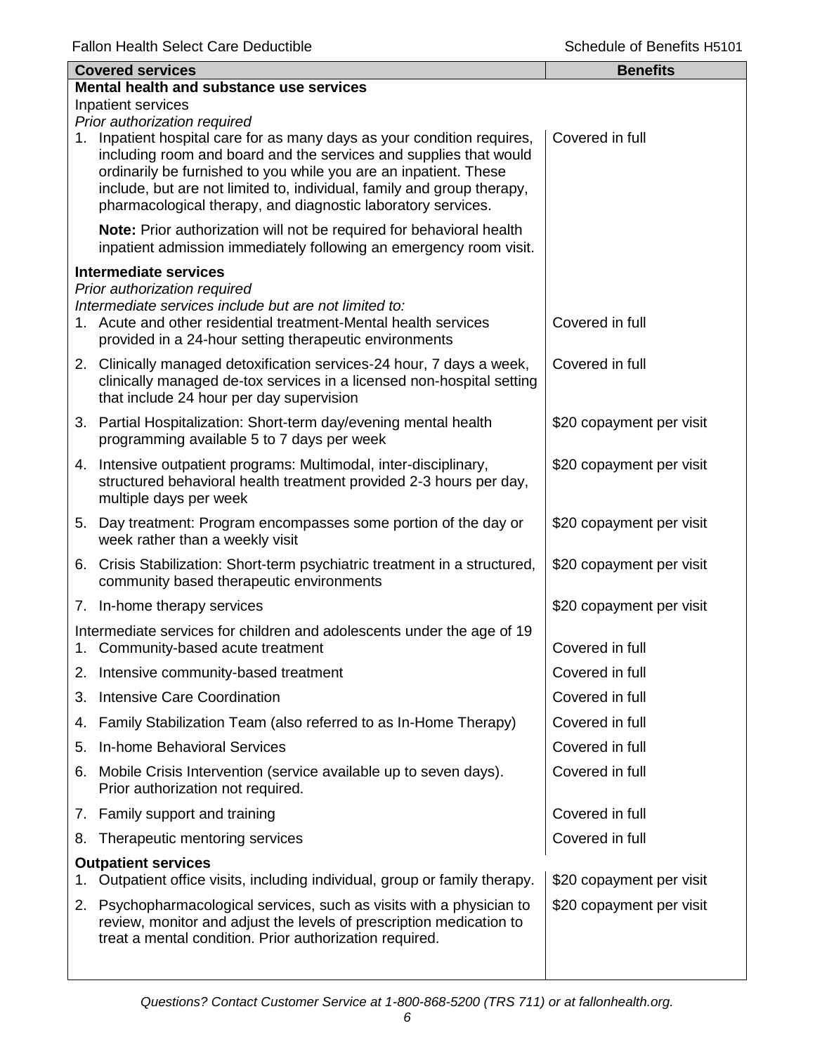| Covered services | Benefits |
|---|---|
| **Mental health and substance use services** | |
| Inpatient services | |
| *Prior authorization required* | |
| 1. Inpatient hospital care for as many days as your condition requires, including room and board and the services and supplies that would ordinarily be furnished to you while you are an inpatient. These include, but are not limited to, individual, family and group therapy, pharmacological therapy, and diagnostic laboratory services. | Covered in full |
| **Note:** Prior authorization will not be required for behavioral health inpatient admission immediately following an emergency room visit. | |
| **Intermediate services** | |
| *Prior authorization required* | |
| *Intermediate services include but are not limited to:* | |
| 1. Acute and other residential treatment-Mental health services provided in a 24-hour setting therapeutic environments | Covered in full |
| 2. Clinically managed detoxification services-24 hour, 7 days a week, clinically managed de-tox services in a licensed non-hospital setting that include 24 hour per day supervision | Covered in full |
| 3. Partial Hospitalization: Short-term day/evening mental health programming available 5 to 7 days per week | \$20 copayment per visit |
| 4. Intensive outpatient programs: Multimodal, inter-disciplinary, structured behavioral health treatment provided 2-3 hours per day, multiple days per week | \$20 copayment per visit |
| 5. Day treatment: Program encompasses some portion of the day or week rather than a weekly visit | \$20 copayment per visit |
| 6. Crisis Stabilization: Short-term psychiatric treatment in a structured, community based therapeutic environments | \$20 copayment per visit |
| 7. In-home therapy services | \$20 copayment per visit |
| Intermediate services for children and adolescents under the age of 19 | |
| 1. Community-based acute treatment | Covered in full |
| 2. Intensive community-based treatment | Covered in full |
| 3. Intensive Care Coordination | Covered in full |
| 4. Family Stabilization Team (also referred to as In-Home Therapy) | Covered in full |
| 5. In-home Behavioral Services | Covered in full |
| 6. Mobile Crisis Intervention (service available up to seven days). Prior authorization not required. | Covered in full |
| 7. Family support and training | Covered in full |
| 8. Therapeutic mentoring services | Covered in full |
| **Outpatient services** | |
| 1. Outpatient office visits, including individual, group or family therapy. | \$20 copayment per visit |
| 2. Psychopharmacological services, such as visits with a physician to review, monitor and adjust the levels of prescription medication to treat a mental condition. Prior authorization required. | \$20 copayment per visit |

*Questions? Contact Customer Service at 1-800-868-5200 (TRS 711) or at fallonhealth.org.*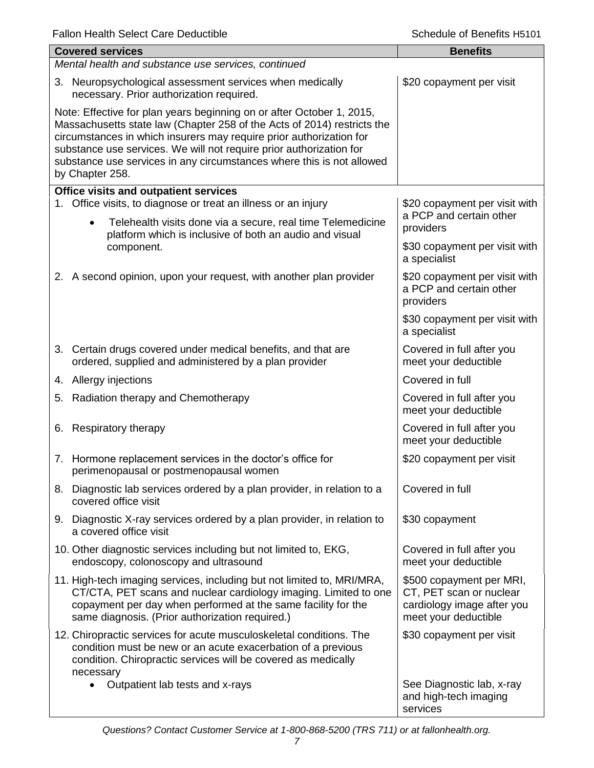| Covered services | Benefits |
|---|---|
| *Mental health and substance use services, continued* | |
| 3. Neuropsychological assessment services when medically necessary. Prior authorization required. | \$20 copayment per visit |
| Note: Effective for plan years beginning on or after October 1, 2015, Massachusetts state law (Chapter 258 of the Acts of 2014) restricts the circumstances in which insurers may require prior authorization for substance use services. We will not require prior authorization for substance use services in any circumstances where this is not allowed by Chapter 258. | |
| **Office visits and outpatient services** | |
| 1. Office visits, to diagnose or treat an illness or an injury<br>• Telehealth visits done via a secure, real time Telemedicine platform which is inclusive of both an audio and visual component. | \$20 copayment per visit with a PCP and certain other providers<br><br>\$30 copayment per visit with a specialist |
| 2. A second opinion, upon your request, with another plan provider | \$20 copayment per visit with a PCP and certain other providers<br><br>\$30 copayment per visit with a specialist |
| 3. Certain drugs covered under medical benefits, and that are ordered, supplied and administered by a plan provider | Covered in full after you meet your deductible |
| 4. Allergy injections | Covered in full |
| 5. Radiation therapy and Chemotherapy | Covered in full after you meet your deductible |
| 6. Respiratory therapy | Covered in full after you meet your deductible |
| 7. Hormone replacement services in the doctor's office for perimenopausal or postmenopausal women | \$20 copayment per visit |
| 8. Diagnostic lab services ordered by a plan provider, in relation to a covered office visit | Covered in full |
| 9. Diagnostic X-ray services ordered by a plan provider, in relation to a covered office visit | \$30 copayment |
| 10. Other diagnostic services including but not limited to, EKG, endoscopy, colonoscopy and ultrasound | Covered in full after you meet your deductible |
| 11. High-tech imaging services, including but not limited to, MRI/MRA, CT/CTA, PET scans and nuclear cardiology imaging. Limited to one copayment per day when performed at the same facility for the same diagnosis. (Prior authorization required.) | \$500 copayment per MRI, CT, PET scan or nuclear cardiology image after you meet your deductible |
| 12. Chiropractic services for acute musculoskeletal conditions. The condition must be new or an acute exacerbation of a previous condition. Chiropractic services will be covered as medically necessary | \$30 copayment per visit |
| • Outpatient lab tests and x-rays | See Diagnostic lab, x-ray and high-tech imaging services |

*Questions? Contact Customer Service at 1-800-868-5200 (TRS 711) or at fallonhealth.org.*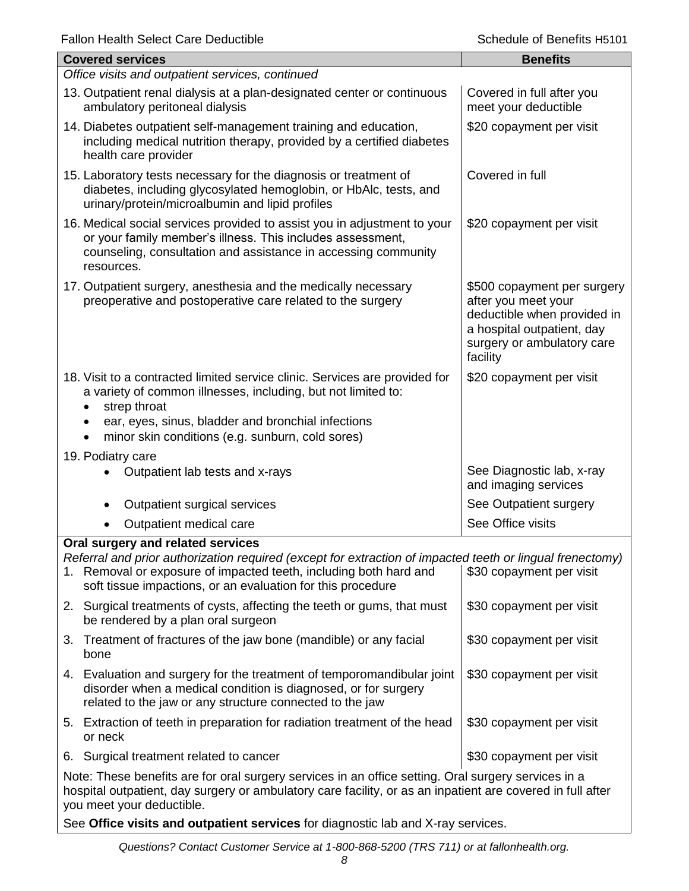| Covered services | Benefits |
|---|---|
| *Office visits and outpatient services, continued* | |
| 13. Outpatient renal dialysis at a plan-designated center or continuous ambulatory peritoneal dialysis | Covered in full after you meet your deductible |
| 14. Diabetes outpatient self-management training and education, including medical nutrition therapy, provided by a certified diabetes health care provider | \$20 copayment per visit |
| 15. Laboratory tests necessary for the diagnosis or treatment of diabetes, including glycosylated hemoglobin, or HbAlc, tests, and urinary/protein/microalbumin and lipid profiles | Covered in full |
| 16. Medical social services provided to assist you in adjustment to your or your family member's illness. This includes assessment, counseling, consultation and assistance in accessing community resources. | \$20 copayment per visit |
| 17. Outpatient surgery, anesthesia and the medically necessary preoperative and postoperative care related to the surgery | \$500 copayment per surgery after you meet your deductible when provided in a hospital outpatient, day surgery or ambulatory care facility |
| 18. Visit to a contracted limited service clinic. Services are provided for a variety of common illnesses, including, but not limited to:<br>• strep throat<br>• ear, eyes, sinus, bladder and bronchial infections<br>• minor skin conditions (e.g. sunburn, cold sores) | \$20 copayment per visit |
| 19. Podiatry care | |
| • Outpatient lab tests and x-rays | See Diagnostic lab, x-ray and imaging services |
| • Outpatient surgical services | See Outpatient surgery |
| • Outpatient medical care | See Office visits |
| **Oral surgery and related services**<br>*Referral and prior authorization required (except for extraction of impacted teeth or lingual frenectomy)* | |
| 1. Removal or exposure of impacted teeth, including both hard and soft tissue impactions, or an evaluation for this procedure | \$30 copayment per visit |
| 2. Surgical treatments of cysts, affecting the teeth or gums, that must be rendered by a plan oral surgeon | \$30 copayment per visit |
| 3. Treatment of fractures of the jaw bone (mandible) or any facial bone | \$30 copayment per visit |
| 4. Evaluation and surgery for the treatment of temporomandibular joint disorder when a medical condition is diagnosed, or for surgery related to the jaw or any structure connected to the jaw | \$30 copayment per visit |
| 5. Extraction of teeth in preparation for radiation treatment of the head or neck | \$30 copayment per visit |
| 6. Surgical treatment related to cancer | \$30 copayment per visit |
| Note: These benefits are for oral surgery services in an office setting. Oral surgery services in a hospital outpatient, day surgery or ambulatory care facility, or as an inpatient are covered in full after you meet your deductible.<br>See **Office visits and outpatient services** for diagnostic lab and X-ray services. | |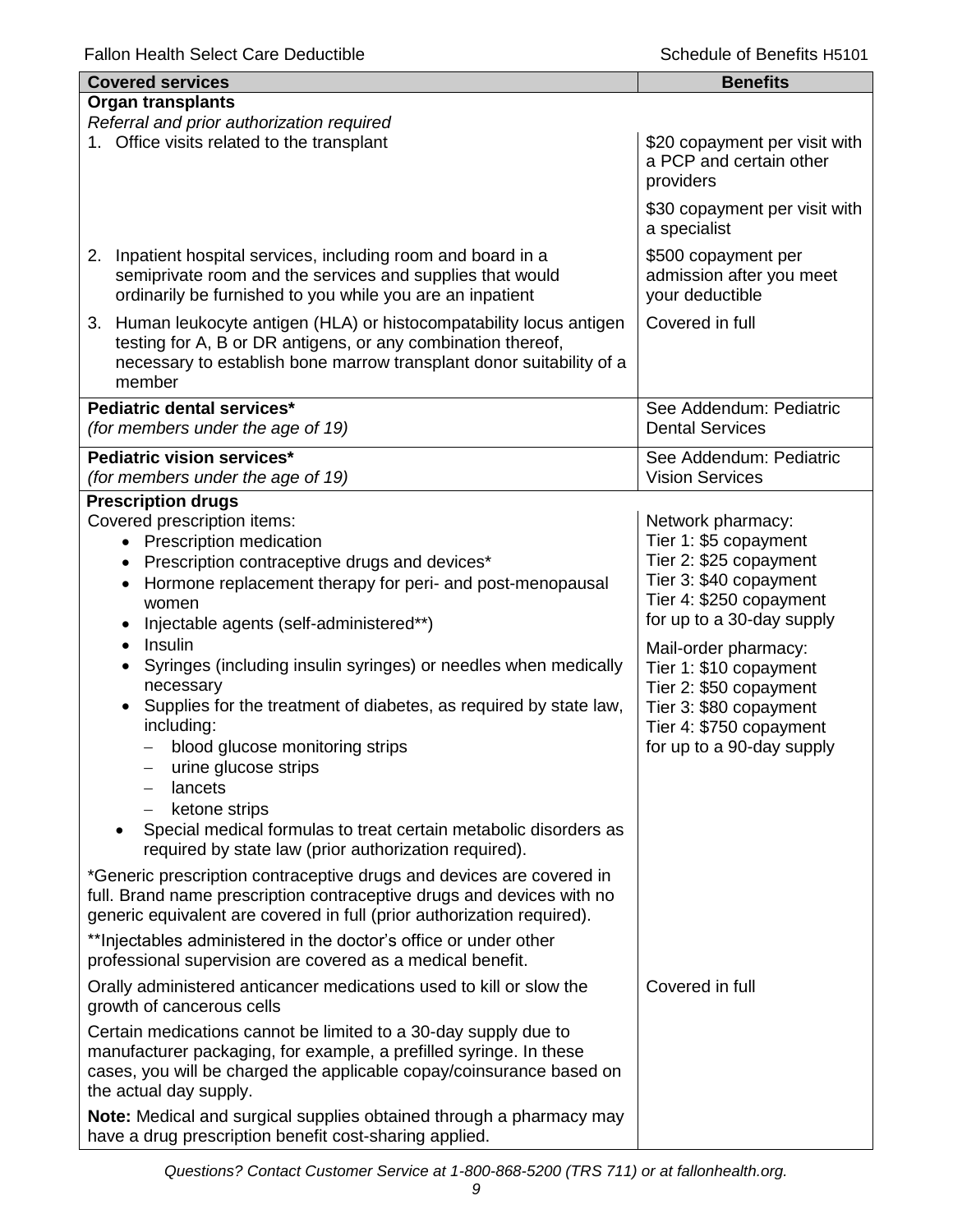| Covered services | Benefits |
|---|---|
| **Organ transplants**<br>*Referral and prior authorization required* | |
| 1. Office visits related to the transplant | $20 copayment per visit with a PCP and certain other providers<br><br>$30 copayment per visit with a specialist |
| 2. Inpatient hospital services, including room and board in a semiprivate room and the services and supplies that would ordinarily be furnished to you while you are an inpatient | $500 copayment per admission after you meet your deductible |
| 3. Human leukocyte antigen (HLA) or histocompatability locus antigen testing for A, B or DR antigens, or any combination thereof, necessary to establish bone marrow transplant donor suitability of a member | Covered in full |
| **Pediatric dental services***<br>*(for members under the age of 19)* | See Addendum: Pediatric Dental Services |
| **Pediatric vision services***<br>*(for members under the age of 19)* | See Addendum: Pediatric Vision Services |
| **Prescription drugs**<br>Covered prescription items:<br>• Prescription medication<br>• Prescription contraceptive drugs and devices*<br>• Hormone replacement therapy for peri- and post-menopausal women<br>• Injectable agents (self-administered**)<br>• Insulin<br>• Syringes (including insulin syringes) or needles when medically necessary<br>• Supplies for the treatment of diabetes, as required by state law, including:<br>  – blood glucose monitoring strips<br>  – urine glucose strips<br>  – lancets<br>  – ketone strips<br>• Special medical formulas to treat certain metabolic disorders as required by state law (prior authorization required).<br><br>*Generic prescription contraceptive drugs and devices are covered in full. Brand name prescription contraceptive drugs and devices with no generic equivalent are covered in full (prior authorization required).<br><br>**Injectables administered in the doctor's office or under other professional supervision are covered as a medical benefit. | Network pharmacy:<br>Tier 1: $5 copayment<br>Tier 2: $25 copayment<br>Tier 3: $40 copayment<br>Tier 4: $250 copayment<br>for up to a 30-day supply<br><br>Mail-order pharmacy:<br>Tier 1: $10 copayment<br>Tier 2: $50 copayment<br>Tier 3: $80 copayment<br>Tier 4: $750 copayment<br>for up to a 90-day supply |
| Orally administered anticancer medications used to kill or slow the growth of cancerous cells<br><br>Certain medications cannot be limited to a 30-day supply due to manufacturer packaging, for example, a prefilled syringe. In these cases, you will be charged the applicable copay/coinsurance based on the actual day supply.<br><br>**Note:** Medical and surgical supplies obtained through a pharmacy may have a drug prescription benefit cost-sharing applied. | Covered in full |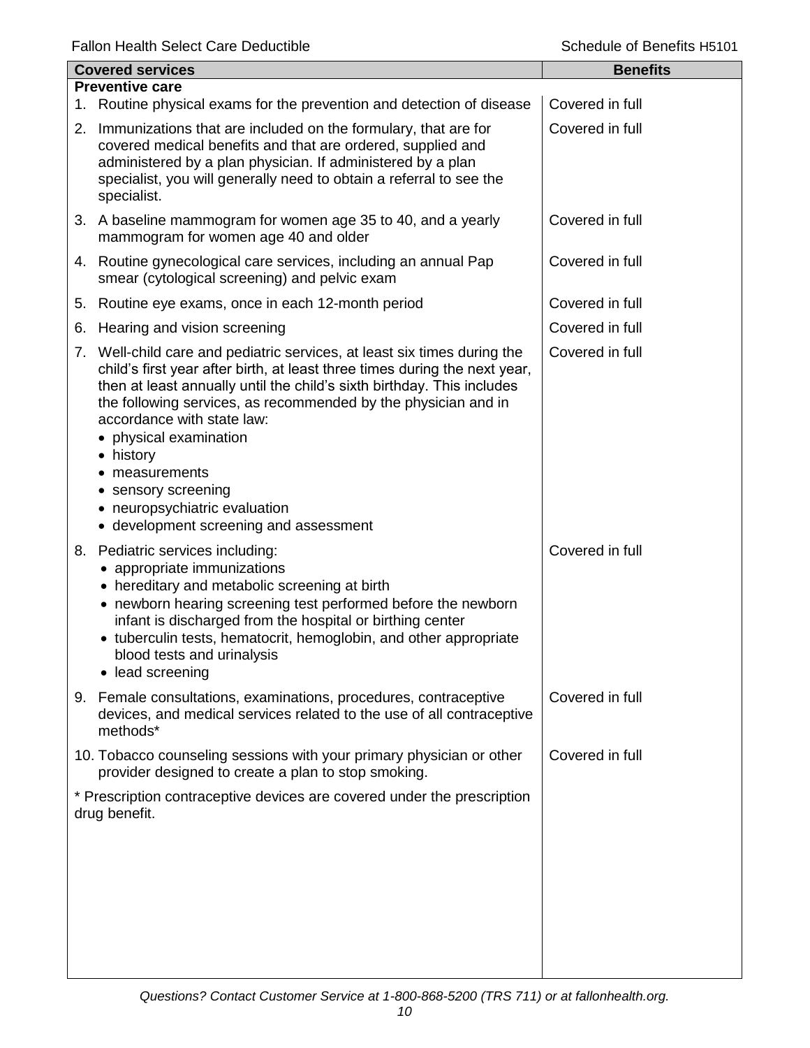| Covered services | Benefits |
|---|---|
| **Preventive care** | |
| 1. Routine physical exams for the prevention and detection of disease | Covered in full |
| 2. Immunizations that are included on the formulary, that are for covered medical benefits and that are ordered, supplied and administered by a plan physician. If administered by a plan specialist, you will generally need to obtain a referral to see the specialist. | Covered in full |
| 3. A baseline mammogram for women age 35 to 40, and a yearly mammogram for women age 40 and older | Covered in full |
| 4. Routine gynecological care services, including an annual Pap smear (cytological screening) and pelvic exam | Covered in full |
| 5. Routine eye exams, once in each 12-month period | Covered in full |
| 6. Hearing and vision screening | Covered in full |
| 7. Well-child care and pediatric services, at least six times during the child's first year after birth, at least three times during the next year, then at least annually until the child's sixth birthday. This includes the following services, as recommended by the physician and in accordance with state law:<br>• physical examination<br>• history<br>• measurements<br>• sensory screening<br>• neuropsychiatric evaluation<br>• development screening and assessment | Covered in full |
| 8. Pediatric services including:<br>• appropriate immunizations<br>• hereditary and metabolic screening at birth<br>• newborn hearing screening test performed before the newborn infant is discharged from the hospital or birthing center<br>• tuberculin tests, hematocrit, hemoglobin, and other appropriate blood tests and urinalysis<br>• lead screening | Covered in full |
| 9. Female consultations, examinations, procedures, contraceptive devices, and medical services related to the use of all contraceptive methods* | Covered in full |
| 10. Tobacco counseling sessions with your primary physician or other provider designed to create a plan to stop smoking. | Covered in full |
| * Prescription contraceptive devices are covered under the prescription drug benefit. | |

*Questions? Contact Customer Service at 1-800-868-5200 (TRS 711) or at fallonhealth.org.*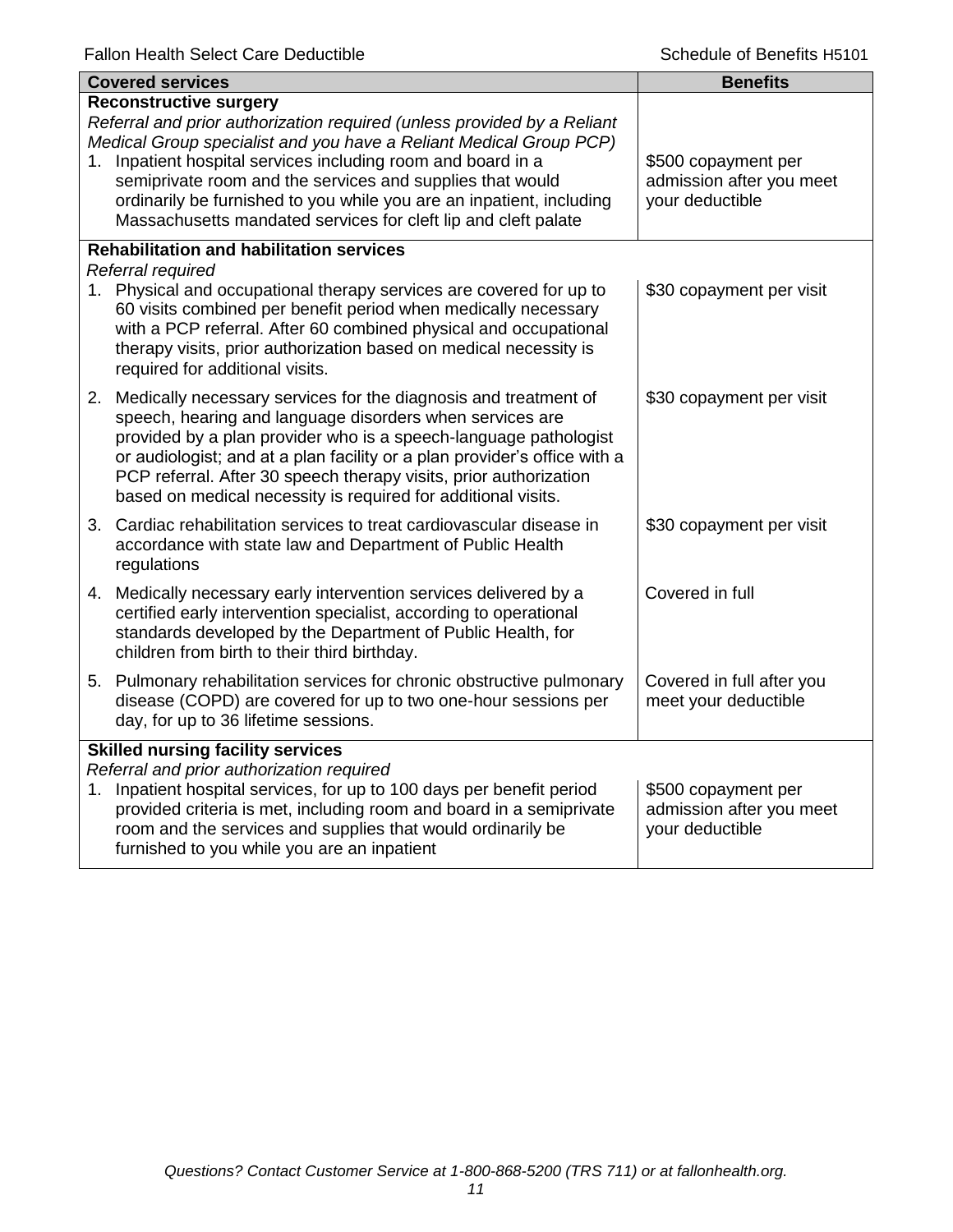| Covered services | Benefits |
| --- | --- |
| **Reconstructive surgery**<br>*Referral and prior authorization required (unless provided by a Reliant Medical Group specialist and you have a Reliant Medical Group PCP)*<br>1. Inpatient hospital services including room and board in a semiprivate room and the services and supplies that would ordinarily be furnished to you while you are an inpatient, including Massachusetts mandated services for cleft lip and cleft palate | \$500 copayment per admission after you meet your deductible |
| **Rehabilitation and habilitation services**<br>*Referral required*<br>1. Physical and occupational therapy services are covered for up to 60 visits combined per benefit period when medically necessary with a PCP referral. After 60 combined physical and occupational therapy visits, prior authorization based on medical necessity is required for additional visits. | \$30 copayment per visit |
| 2. Medically necessary services for the diagnosis and treatment of speech, hearing and language disorders when services are provided by a plan provider who is a speech-language pathologist or audiologist; and at a plan facility or a plan provider's office with a PCP referral. After 30 speech therapy visits, prior authorization based on medical necessity is required for additional visits. | \$30 copayment per visit |
| 3. Cardiac rehabilitation services to treat cardiovascular disease in accordance with state law and Department of Public Health regulations | \$30 copayment per visit |
| 4. Medically necessary early intervention services delivered by a certified early intervention specialist, according to operational standards developed by the Department of Public Health, for children from birth to their third birthday. | Covered in full |
| 5. Pulmonary rehabilitation services for chronic obstructive pulmonary disease (COPD) are covered for up to two one-hour sessions per day, for up to 36 lifetime sessions. | Covered in full after you meet your deductible |
| **Skilled nursing facility services**<br>*Referral and prior authorization required*<br>1. Inpatient hospital services, for up to 100 days per benefit period provided criteria is met, including room and board in a semiprivate room and the services and supplies that would ordinarily be furnished to you while you are an inpatient | \$500 copayment per admission after you meet your deductible |

*Questions? Contact Customer Service at 1-800-868-5200 (TRS 711) or at fallonhealth.org.*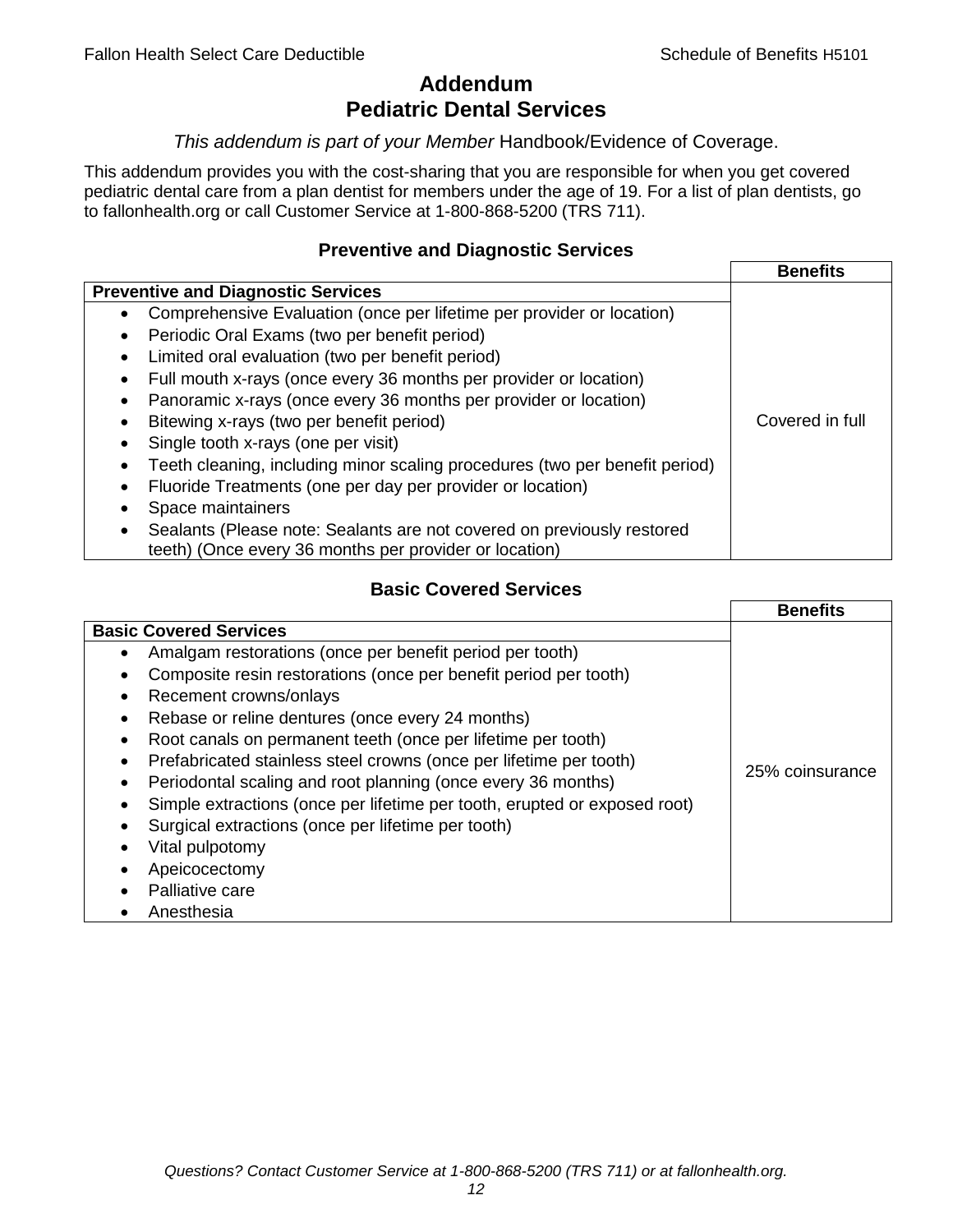# Addendum
# Pediatric Dental Services

*This addendum is part of your Member* Handbook/Evidence of Coverage.

This addendum provides you with the cost-sharing that you are responsible for when you get covered pediatric dental care from a plan dentist for members under the age of 19. For a list of plan dentists, go to fallonhealth.org or call Customer Service at 1-800-868-5200 (TRS 711).

### Preventive and Diagnostic Services

| Preventive and Diagnostic Services | Benefits |
|---|---|
| • Comprehensive Evaluation (once per lifetime per provider or location)<br>• Periodic Oral Exams (two per benefit period)<br>• Limited oral evaluation (two per benefit period)<br>• Full mouth x-rays (once every 36 months per provider or location)<br>• Panoramic x-rays (once every 36 months per provider or location)<br>• Bitewing x-rays (two per benefit period)<br>• Single tooth x-rays (one per visit)<br>• Teeth cleaning, including minor scaling procedures (two per benefit period)<br>• Fluoride Treatments (one per day per provider or location)<br>• Space maintainers<br>• Sealants (Please note: Sealants are not covered on previously restored teeth) (Once every 36 months per provider or location) | Covered in full |

### Basic Covered Services

| Basic Covered Services | Benefits |
|---|---|
| • Amalgam restorations (once per benefit period per tooth)<br>• Composite resin restorations (once per benefit period per tooth)<br>• Recement crowns/onlays<br>• Rebase or reline dentures (once every 24 months)<br>• Root canals on permanent teeth (once per lifetime per tooth)<br>• Prefabricated stainless steel crowns (once per lifetime per tooth)<br>• Periodontal scaling and root planning (once every 36 months)<br>• Simple extractions (once per lifetime per tooth, erupted or exposed root)<br>• Surgical extractions (once per lifetime per tooth)<br>• Vital pulpotomy<br>• Apeicocectomy<br>• Palliative care<br>• Anesthesia | 25% coinsurance |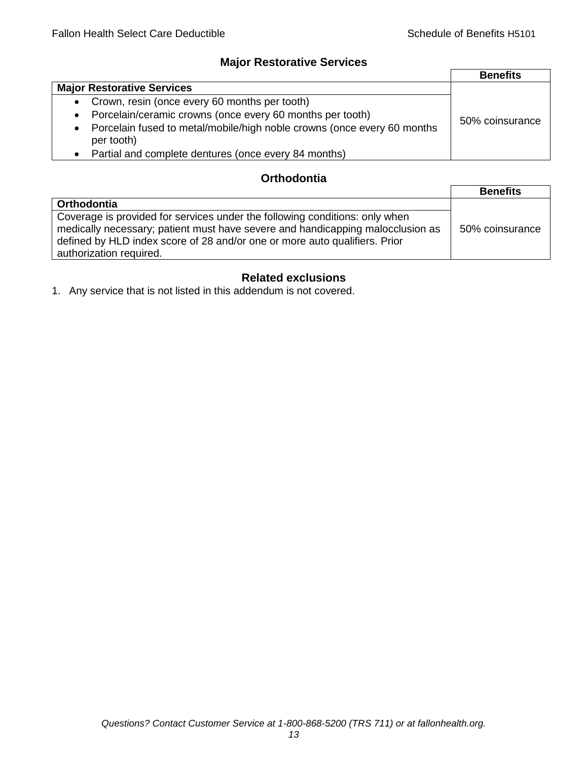## Major Restorative Services

| | Benefits |
|---|---|
| **Major Restorative Services** | |
| • Crown, resin (once every 60 months per tooth)<br>• Porcelain/ceramic crowns (once every 60 months per tooth)<br>• Porcelain fused to metal/mobile/high noble crowns (once every 60 months per tooth)<br>• Partial and complete dentures (once every 84 months) | 50% coinsurance |

## Orthodontia

| | Benefits |
|---|---|
| **Orthodontia** | |
| Coverage is provided for services under the following conditions: only when medically necessary; patient must have severe and handicapping malocclusion as defined by HLD index score of 28 and/or one or more auto qualifiers. Prior authorization required. | 50% coinsurance |

## Related exclusions

1. Any service that is not listed in this addendum is not covered.

*Questions? Contact Customer Service at 1-800-868-5200 (TRS 711) or at fallonhealth.org.*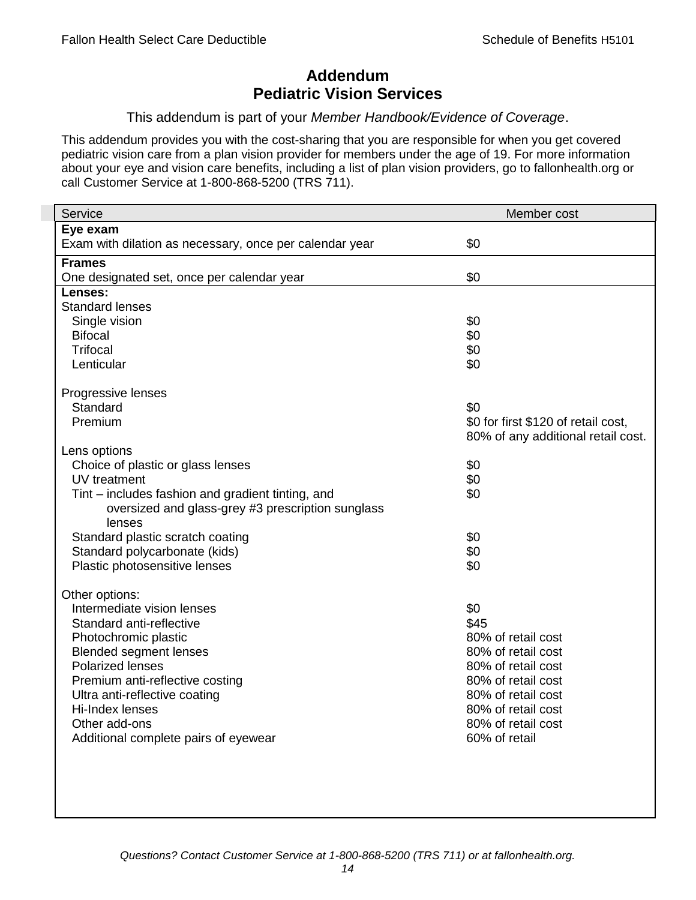# Addendum
# Pediatric Vision Services

This addendum is part of your *Member Handbook/Evidence of Coverage*.

This addendum provides you with the cost-sharing that you are responsible for when you get covered pediatric vision care from a plan vision provider for members under the age of 19. For more information about your eye and vision care benefits, including a list of plan vision providers, go to fallonhealth.org or call Customer Service at 1-800-868-5200 (TRS 711).

| Service | Member cost |
| --- | --- |
| **Eye exam** | |
| Exam with dilation as necessary, once per calendar year | $0 |
| **Frames** | |
| One designated set, once per calendar year | $0 |
| **Lenses:** | |
| Standard lenses | |
| Single vision | $0 |
| Bifocal | $0 |
| Trifocal | $0 |
| Lenticular | $0 |
| Progressive lenses | |
| Standard | $0 |
| Premium | $0 for first $120 of retail cost, 80% of any additional retail cost. |
| Lens options | |
| Choice of plastic or glass lenses | $0 |
| UV treatment | $0 |
| Tint – includes fashion and gradient tinting, and oversized and glass-grey #3 prescription sunglass lenses | $0 |
| Standard plastic scratch coating | $0 |
| Standard polycarbonate (kids) | $0 |
| Plastic photosensitive lenses | $0 |
| Other options: | |
| Intermediate vision lenses | $0 |
| Standard anti-reflective | $45 |
| Photochromic plastic | 80% of retail cost |
| Blended segment lenses | 80% of retail cost |
| Polarized lenses | 80% of retail cost |
| Premium anti-reflective costing | 80% of retail cost |
| Ultra anti-reflective coating | 80% of retail cost |
| Hi-Index lenses | 80% of retail cost |
| Other add-ons | 80% of retail cost |
| Additional complete pairs of eyewear | 60% of retail |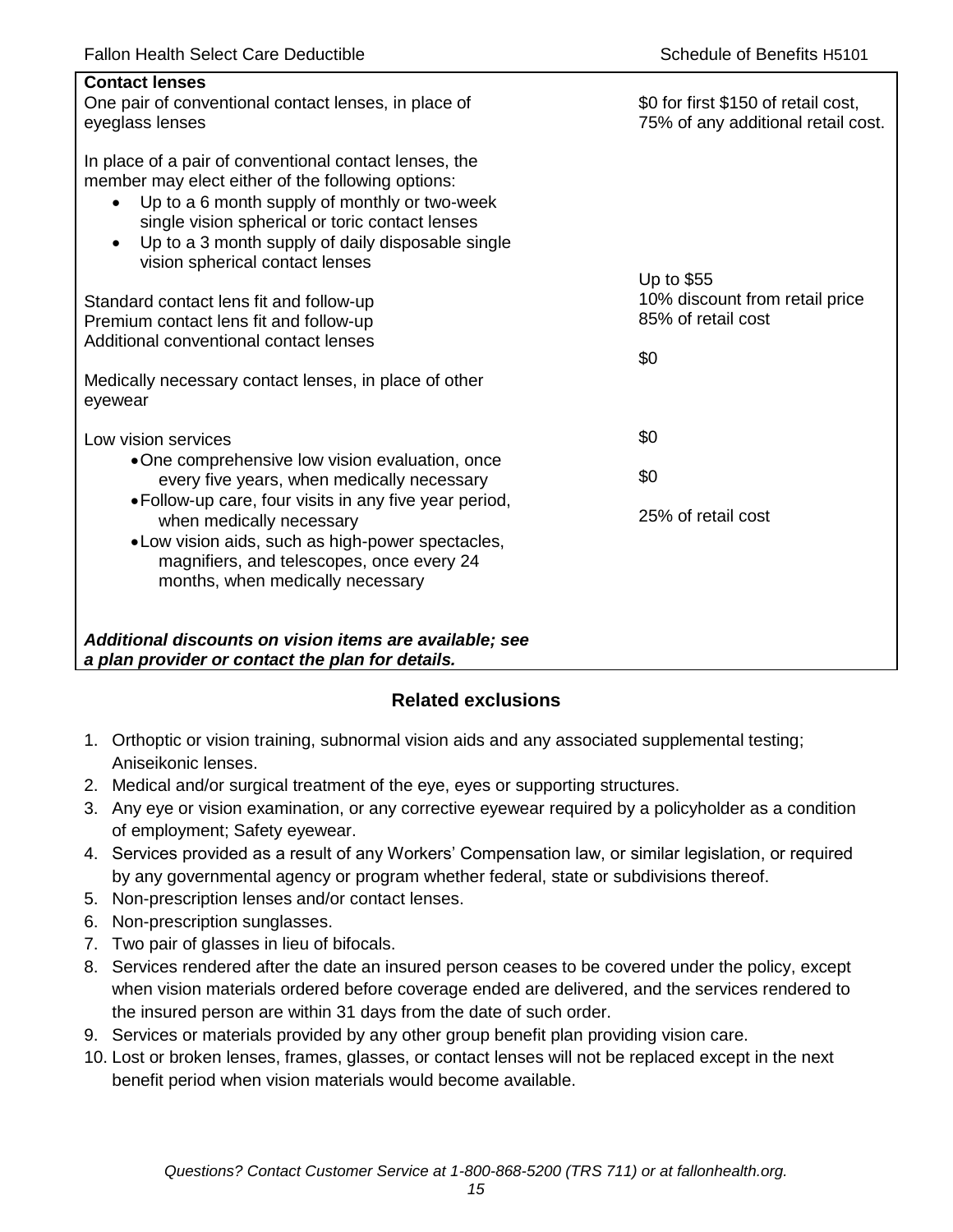| **Contact lenses** | |
|---|---|
| One pair of conventional contact lenses, in place of eyeglass lenses | \$0 for first \$150 of retail cost, 75% of any additional retail cost. |
| In place of a pair of conventional contact lenses, the member may elect either of the following options:<br>• Up to a 6 month supply of monthly or two-week single vision spherical or toric contact lenses<br>• Up to a 3 month supply of daily disposable single vision spherical contact lenses | |
| Standard contact lens fit and follow-up | Up to \$55 |
| Premium contact lens fit and follow-up | 10% discount from retail price |
| Additional conventional contact lenses | 85% of retail cost |
| Medically necessary contact lenses, in place of other eyewear | \$0 |
| Low vision services | |
| • One comprehensive low vision evaluation, once every five years, when medically necessary | \$0 |
| • Follow-up care, four visits in any five year period, when medically necessary | \$0 |
| • Low vision aids, such as high-power spectacles, magnifiers, and telescopes, once every 24 months, when medically necessary | 25% of retail cost |
| ***Additional discounts on vision items are available; see a plan provider or contact the plan for details.*** | |

## Related exclusions

1. Orthoptic or vision training, subnormal vision aids and any associated supplemental testing; Aniseikonic lenses.
2. Medical and/or surgical treatment of the eye, eyes or supporting structures.
3. Any eye or vision examination, or any corrective eyewear required by a policyholder as a condition of employment; Safety eyewear.
4. Services provided as a result of any Workers' Compensation law, or similar legislation, or required by any governmental agency or program whether federal, state or subdivisions thereof.
5. Non-prescription lenses and/or contact lenses.
6. Non-prescription sunglasses.
7. Two pair of glasses in lieu of bifocals.
8. Services rendered after the date an insured person ceases to be covered under the policy, except when vision materials ordered before coverage ended are delivered, and the services rendered to the insured person are within 31 days from the date of such order.
9. Services or materials provided by any other group benefit plan providing vision care.
10. Lost or broken lenses, frames, glasses, or contact lenses will not be replaced except in the next benefit period when vision materials would become available.

*Questions? Contact Customer Service at 1-800-868-5200 (TRS 711) or at fallonhealth.org.*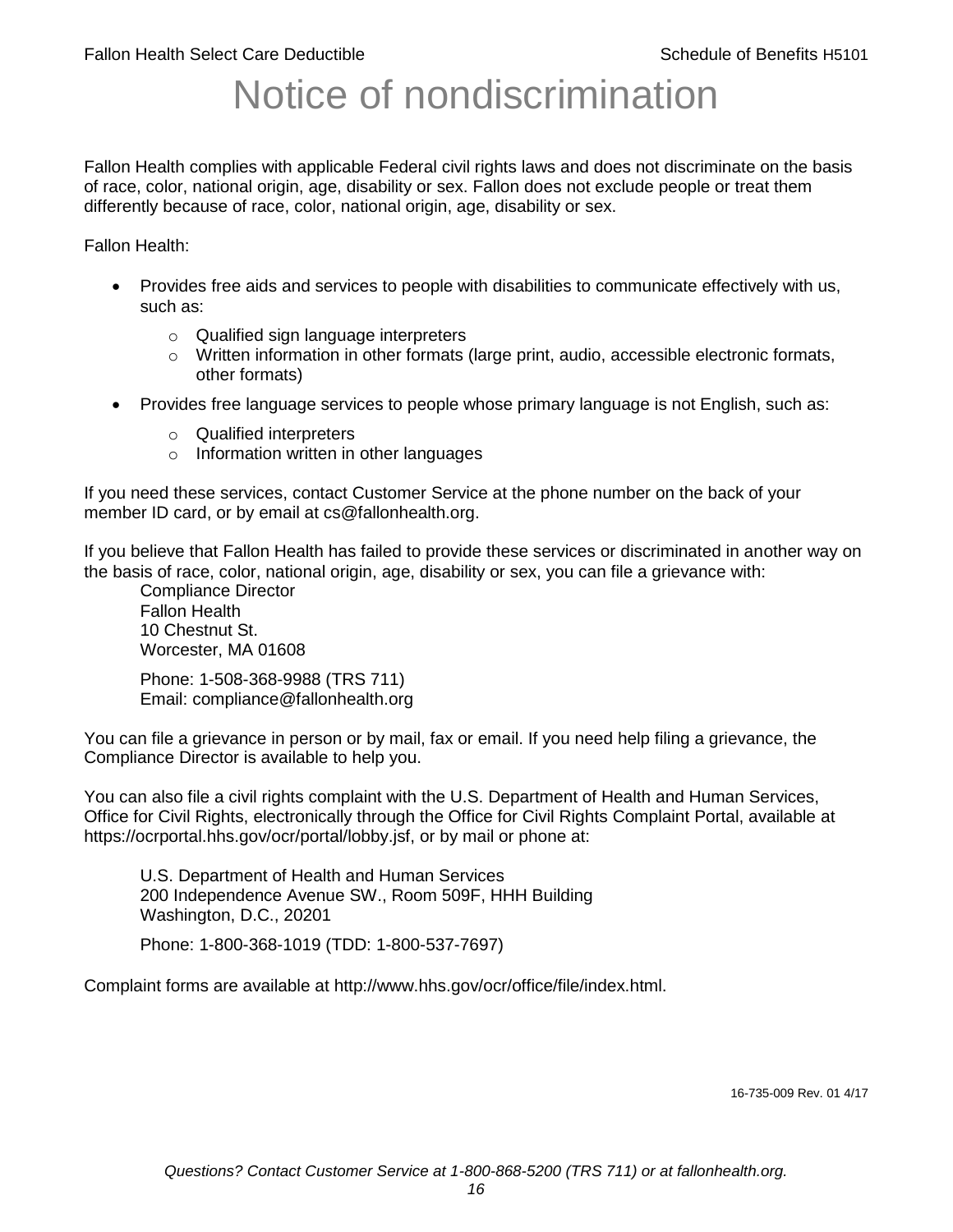# Notice of nondiscrimination

Fallon Health complies with applicable Federal civil rights laws and does not discriminate on the basis of race, color, national origin, age, disability or sex. Fallon does not exclude people or treat them differently because of race, color, national origin, age, disability or sex.

Fallon Health:

- Provides free aids and services to people with disabilities to communicate effectively with us, such as:
  - Qualified sign language interpreters
  - Written information in other formats (large print, audio, accessible electronic formats, other formats)
- Provides free language services to people whose primary language is not English, such as:
  - Qualified interpreters
  - Information written in other languages

If you need these services, contact Customer Service at the phone number on the back of your member ID card, or by email at cs@fallonhealth.org.

If you believe that Fallon Health has failed to provide these services or discriminated in another way on the basis of race, color, national origin, age, disability or sex, you can file a grievance with:

Compliance Director
Fallon Health
10 Chestnut St.
Worcester, MA 01608

Phone: 1-508-368-9988 (TRS 711)
Email: compliance@fallonhealth.org

You can file a grievance in person or by mail, fax or email. If you need help filing a grievance, the Compliance Director is available to help you.

You can also file a civil rights complaint with the U.S. Department of Health and Human Services, Office for Civil Rights, electronically through the Office for Civil Rights Complaint Portal, available at https://ocrportal.hhs.gov/ocr/portal/lobby.jsf, or by mail or phone at:

U.S. Department of Health and Human Services
200 Independence Avenue SW., Room 509F, HHH Building
Washington, D.C., 20201

Phone: 1-800-368-1019 (TDD: 1-800-537-7697)

Complaint forms are available at http://www.hhs.gov/ocr/office/file/index.html.

16-735-009 Rev. 01 4/17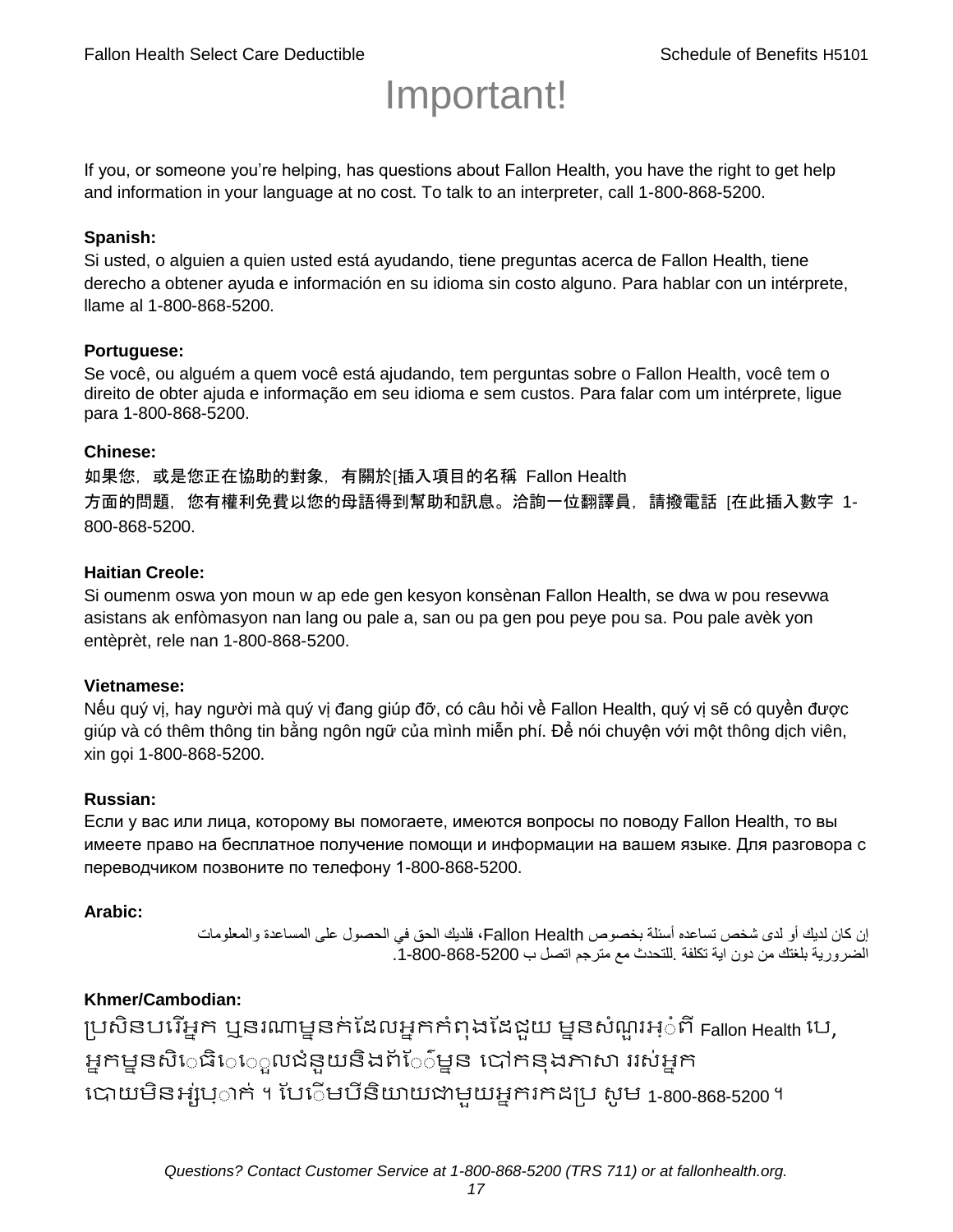# Important!

If you, or someone you're helping, has questions about Fallon Health, you have the right to get help and information in your language at no cost. To talk to an interpreter, call 1-800-868-5200.

**Spanish:**
Si usted, o alguien a quien usted está ayudando, tiene preguntas acerca de Fallon Health, tiene derecho a obtener ayuda e información en su idioma sin costo alguno. Para hablar con un intérprete, llame al 1-800-868-5200.

**Portuguese:**
Se você, ou alguém a quem você está ajudando, tem perguntas sobre o Fallon Health, você tem o direito de obter ajuda e informação em seu idioma e sem custos. Para falar com um intérprete, ligue para 1-800-868-5200.

**Chinese:**
如果您，或是您正在協助的對象，有關於[插入項目的名稱 Fallon Health 方面的問題，您有權利免費以您的母語得到幫助和訊息。洽詢一位翻譯員，請撥電話 [在此插入數字 1-800-868-5200.

**Haitian Creole:**
Si oumenm oswa yon moun w ap ede gen kesyon konsènan Fallon Health, se dwa w pou resevwa asistans ak enfòmasyon nan lang ou pale a, san ou pa gen pou peye pou sa. Pou pale avèk yon entèprèt, rele nan 1-800-868-5200.

**Vietnamese:**
Nếu quý vị, hay người mà quý vị đang giúp đỡ, có câu hỏi về Fallon Health, quý vị sẽ có quyền được giúp và có thêm thông tin bằng ngôn ngữ của mình miễn phí. Để nói chuyện với một thông dịch viên, xin gọi 1-800-868-5200.

**Russian:**
Если у вас или лица, которому вы помогаете, имеются вопросы по поводу Fallon Health, то вы имеете право на бесплатное получение помощи и информации на вашем языке. Для разговора с переводчиком позвоните по телефону 1-800-868-5200.

**Arabic:**
إن كان لديك أو لدى شخص تساعده أسئلة بخصوص Fallon Health، فلديك الحق في الحصول على المساعدة والمعلومات الضرورية بلغتك من دون اية تكلفة .للتحدث مع مترجم اتصل ب 1-800-868-5200.

**Khmer/Cambodian:**
ប្រសិនបរើអ្នក ឬនរណាម្នក់ដែលអ្នកកំពុងដែជួយ ម្នសំណួរអ្ំពី Fallon Health បេ, អ្នកម្នសិេធិេេួលជំនួយនិងព័េ៌ម្នន បៅកនុងភាសា ររស់អ្នក បោយមិនអ្ស់រុ្ាក់ ។ បែើមបីនិយាយជាមួយអ្នករកដប្រ សូម 1-800-868-5200 ។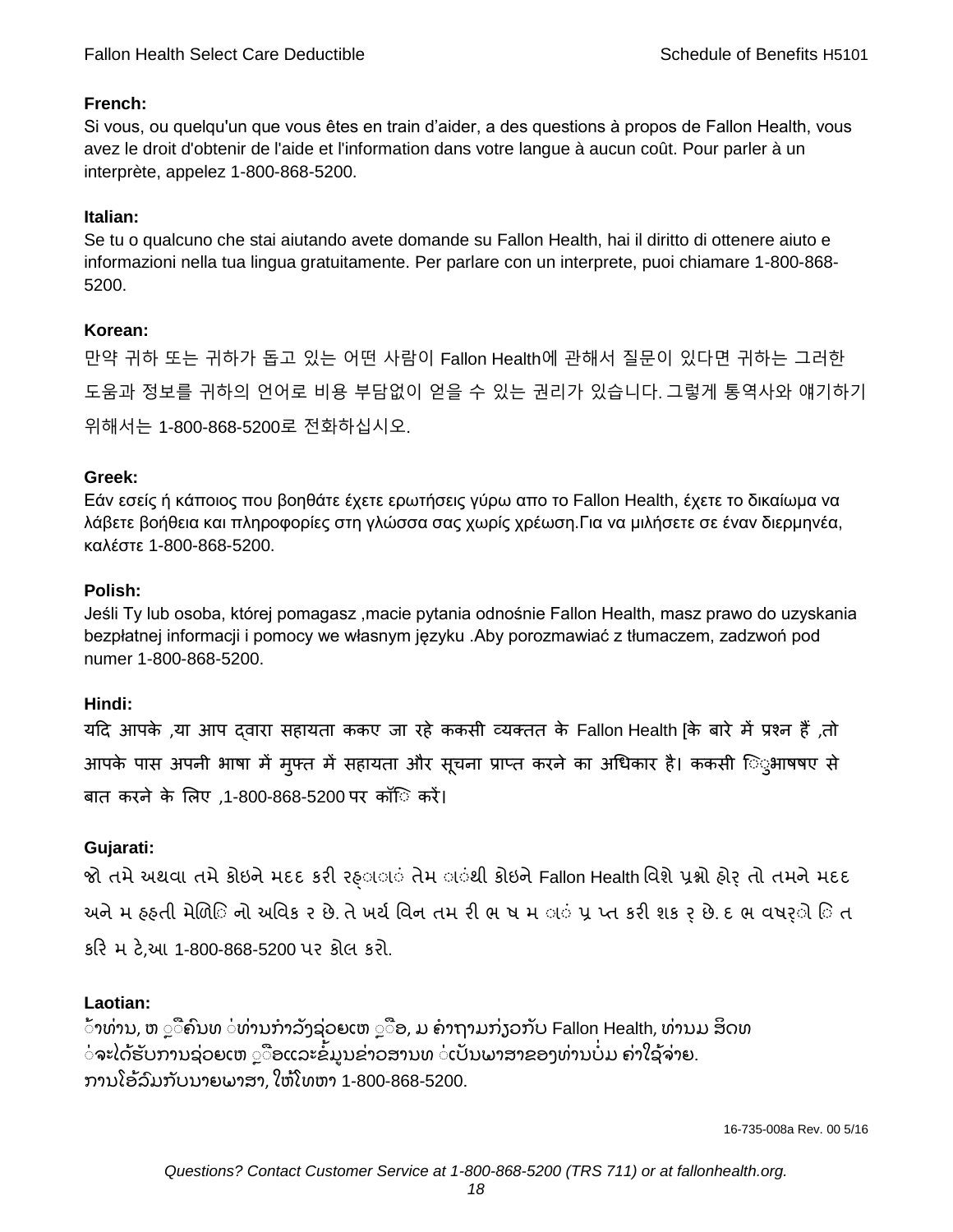**French:**

Si vous, ou quelqu'un que vous êtes en train d'aider, a des questions à propos de Fallon Health, vous avez le droit d'obtenir de l'aide et l'information dans votre langue à aucun coût. Pour parler à un interprète, appelez 1-800-868-5200.

**Italian:**

Se tu o qualcuno che stai aiutando avete domande su Fallon Health, hai il diritto di ottenere aiuto e informazioni nella tua lingua gratuitamente. Per parlare con un interprete, puoi chiamare 1-800-868-5200.

**Korean:**

만약 귀하 또는 귀하가 돕고 있는 어떤 사람이 Fallon Health에 관해서 질문이 있다면 귀하는 그러한 도움과 정보를 귀하의 언어로 비용 부담없이 얻을 수 있는 권리가 있습니다. 그렇게 통역사와 얘기하기 위해서는 1-800-868-5200로 전화하십시오.

**Greek:**

Εάν εσείς ή κάποιος που βοηθάτε έχετε ερωτήσεις γύρω απο το Fallon Health, έχετε το δικαίωμα να λάβετε βοήθεια και πληροφορίες στη γλώσσα σας χωρίς χρέωση.Για να μιλήσετε σε έναν διερμηνέα, καλέστε 1-800-868-5200.

**Polish:**

Jeśli Ty lub osoba, której pomagasz ,macie pytania odnośnie Fallon Health, masz prawo do uzyskania bezpłatnej informacji i pomocy we własnym języku .Aby porozmawiać z tłumaczem, zadzwoń pod numer 1-800-868-5200.

**Hindi:**

यदि आपके ,या आप द्वारा सहायता ककए जा रहे ककसी व्यक्तत के Fallon Health [के बारे में प्रश्न हैं ,तो आपके पास अपनी भाषा में मुफ्त में सहायता और सूचना प्राप्त करने का अधिकार है। ककसी ि्ुभाषषए से बात करने के लिए ,1-800-868-5200 पर कॉि करें।

**Gujarati:**

જો તમે અથવા તમે કોઇને મદદ કરી રહ્યાં તેમ ાંથી કોઇને Fallon Health વિશે પ્રશ્નો હોર્ તો તમને મદદ અને મ હહતી મેળિિ નો અવિક ર છે. તે ખર્ચ વિન તમ રી ભ ષ મ ાં પ્ર પ્ત કરી શક ર્ છે. દ ભ વષર્ો િ ત કરિ મ ટે,આ 1-800-868-5200 પર કોલ કરો.

**Laotian:**

ຖ້າທ່ານ, ຫ ຼືຄົນທ ່ທ່ານກໍາລັງຊ່ວຍເຫ ຼືອ, ມ ຄໍາຖາມກ່ຽວກັບ Fallon Health, ທ່ານມ ສິດທ ່ຈະໄດ້ຮັບການຊ່ວຍເຫ ຼືອແລະຂໍ້ມູນຂ່າວສານທ ່ເປັນພາສາຂອງທ່ານບໍ່ມ ຄ່າໃຊ້ຈ່າຍ. ການໂອ້ລົມກັບນາຍພາສາ, ໃຫ້ໂທຫາ 1-800-868-5200.

16-735-008a Rev. 00 5/16